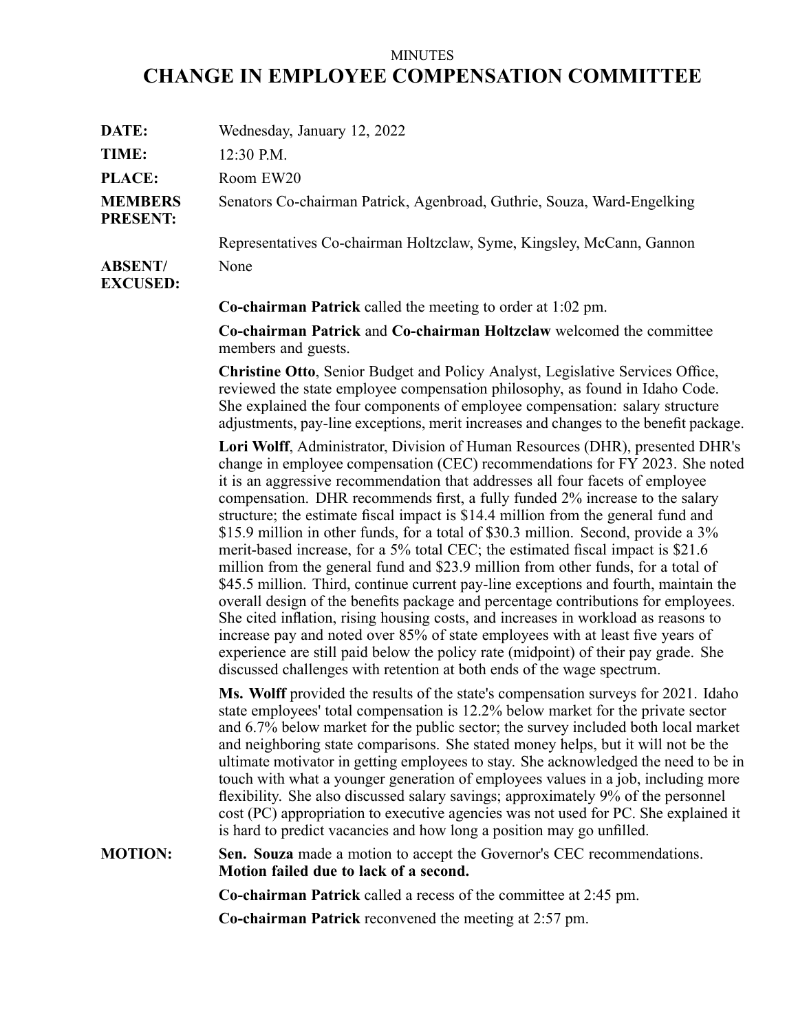MINUTES

# CHANGE IN EMPLOYEE COMPENSATION COMMITTEE

**DATE:** Wednesday, January 12, 2022

**TIME:** 12:30 P.M.

**PLACE:** Room EW20

**MEMBERS PRESENT:** Senators Co-chairman Patrick, Agenbroad, Guthrie, Souza, Ward-Engelking

Representatives Co-chairman Holtzclaw, Syme, Kingsley, McCann, Gannon

**ABSENT/ EXCUSED:** None

**Co-chairman Patrick** called the meeting to order at 1:02 pm.

**Co-chairman Patrick** and **Co-chairman Holtzclaw** welcomed the committee members and guests.

**Christine Otto**, Senior Budget and Policy Analyst, Legislative Services Office, reviewed the state employee compensation philosophy, as found in Idaho Code. She explained the four components of employee compensation: salary structure adjustments, pay-line exceptions, merit increases and changes to the benefit package.

**Lori Wolff**, Administrator, Division of Human Resources (DHR), presented DHR's change in employee compensation (CEC) recommendations for FY 2023. She noted it is an aggressive recommendation that addresses all four facets of employee compensation. DHR recommends first, a fully funded 2% increase to the salary structure; the estimate fiscal impact is $14.4 million from the general fund and $15.9 million in other funds, for a total of $30.3 million. Second, provide a 3% merit-based increase, for a 5% total CEC; the estimated fiscal impact is $21.6 million from the general fund and $23.9 million from other funds, for a total of $45.5 million. Third, continue current pay-line exceptions and fourth, maintain the overall design of the benefits package and percentage contributions for employees. She cited inflation, rising housing costs, and increases in workload as reasons to increase pay and noted over 85% of state employees with at least five years of experience are still paid below the policy rate (midpoint) of their pay grade. She discussed challenges with retention at both ends of the wage spectrum.

**Ms. Wolff** provided the results of the state's compensation surveys for 2021. Idaho state employees' total compensation is 12.2% below market for the private sector and 6.7% below market for the public sector; the survey included both local market and neighboring state comparisons. She stated money helps, but it will not be the ultimate motivator in getting employees to stay. She acknowledged the need to be in touch with what a younger generation of employees values in a job, including more flexibility. She also discussed salary savings; approximately 9% of the personnel cost (PC) appropriation to executive agencies was not used for PC. She explained it is hard to predict vacancies and how long a position may go unfilled.

**MOTION:** **Sen. Souza** made a motion to accept the Governor's CEC recommendations. **Motion failed due to lack of a second.**

**Co-chairman Patrick** called a recess of the committee at 2:45 pm.

**Co-chairman Patrick** reconvened the meeting at 2:57 pm.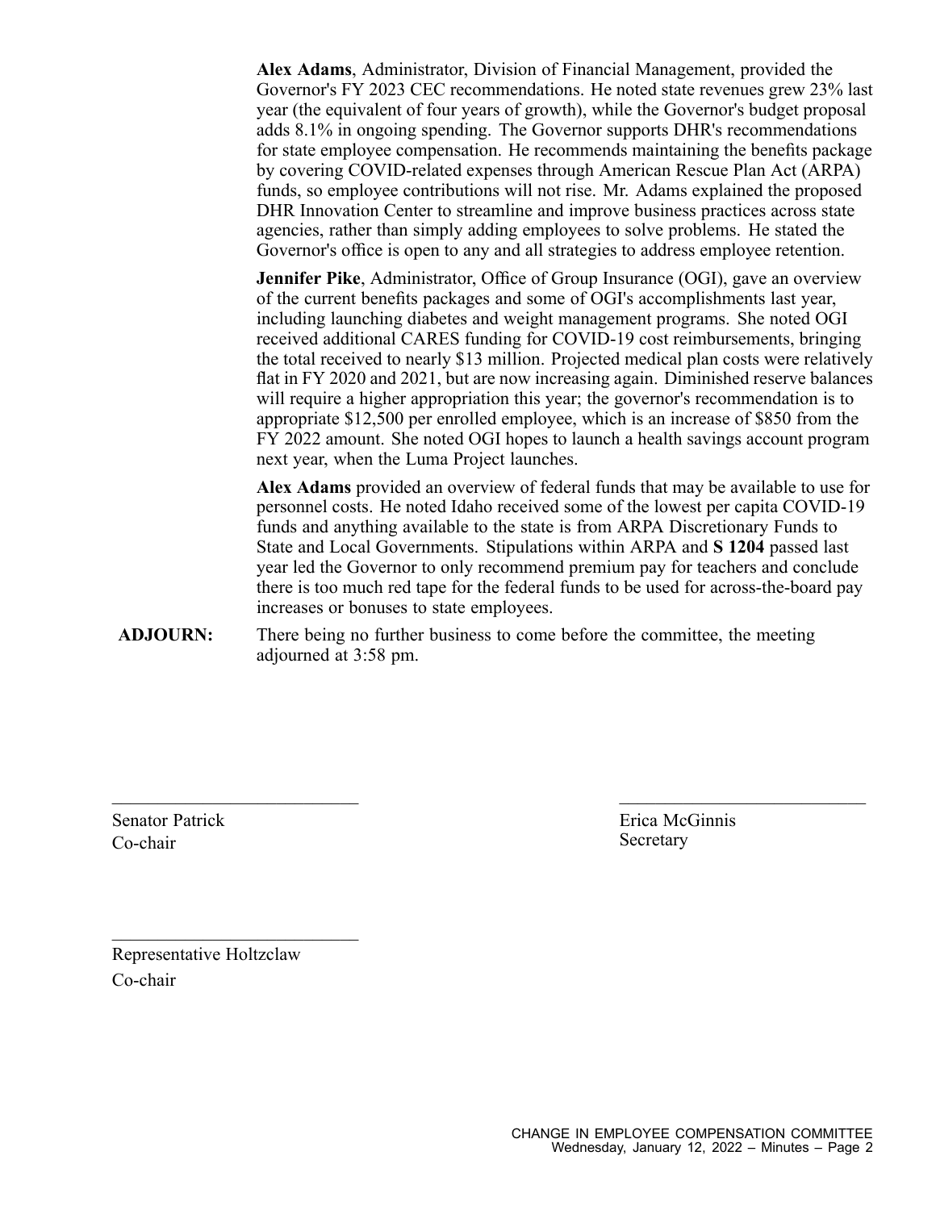**Alex Adams**, Administrator, Division of Financial Management, provided the Governor's FY 2023 CEC recommendations. He noted state revenues grew 23% last year (the equivalent of four years of growth), while the Governor's budget proposal adds 8.1% in ongoing spending. The Governor supports DHR's recommendations for state employee compensation. He recommends maintaining the benefits package by covering COVID-related expenses through American Rescue Plan Act (ARPA) funds, so employee contributions will not rise. Mr. Adams explained the proposed DHR Innovation Center to streamline and improve business practices across state agencies, rather than simply adding employees to solve problems. He stated the Governor's office is open to any and all strategies to address employee retention.

**Jennifer Pike**, Administrator, Office of Group Insurance (OGI), gave an overview of the current benefits packages and some of OGI's accomplishments last year, including launching diabetes and weight management programs. She noted OGI received additional CARES funding for COVID-19 cost reimbursements, bringing the total received to nearly $13 million. Projected medical plan costs were relatively flat in FY 2020 and 2021, but are now increasing again. Diminished reserve balances will require a higher appropriation this year; the governor's recommendation is to appropriate $12,500 per enrolled employee, which is an increase of $850 from the FY 2022 amount. She noted OGI hopes to launch a health savings account program next year, when the Luma Project launches.

**Alex Adams** provided an overview of federal funds that may be available to use for personnel costs. He noted Idaho received some of the lowest per capita COVID-19 funds and anything available to the state is from ARPA Discretionary Funds to State and Local Governments. Stipulations within ARPA and **S 1204** passed last year led the Governor to only recommend premium pay for teachers and conclude there is too much red tape for the federal funds to be used for across-the-board pay increases or bonuses to state employees.

**ADJOURN:** There being no further business to come before the committee, the meeting adjourned at 3:58 pm.

\_\_\_\_\_\_\_\_\_\_\_\_\_\_\_\_\_\_\_\_\_\_\_\_\_\_\_
Senator Patrick
Co-chair

\_\_\_\_\_\_\_\_\_\_\_\_\_\_\_\_\_\_\_\_\_\_\_\_\_\_\_
Erica McGinnis
Secretary

\_\_\_\_\_\_\_\_\_\_\_\_\_\_\_\_\_\_\_\_\_\_\_\_\_\_\_
Representative Holtzclaw
Co-chair